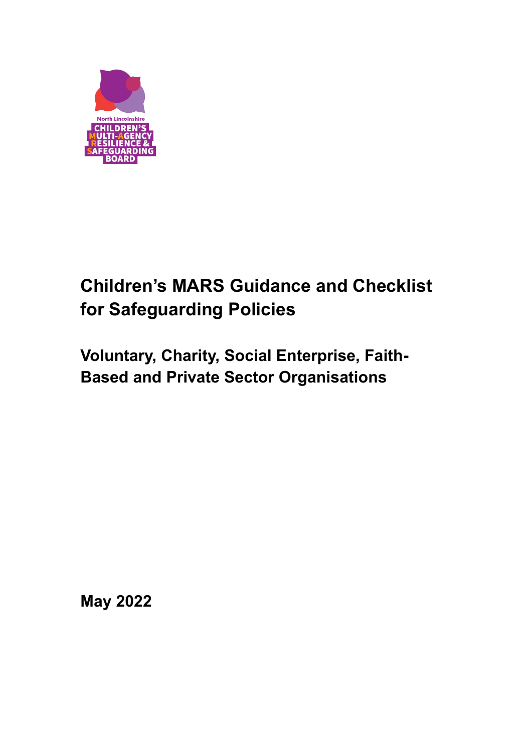North Lincolnshire
CHILDREN'S
MULTI-AGENCY
RESILIENCE &
SAFEGUARDING
BOARD

# Children's MARS Guidance and Checklist for Safeguarding Policies

## Voluntary, Charity, Social Enterprise, Faith-Based and Private Sector Organisations

**May 2022**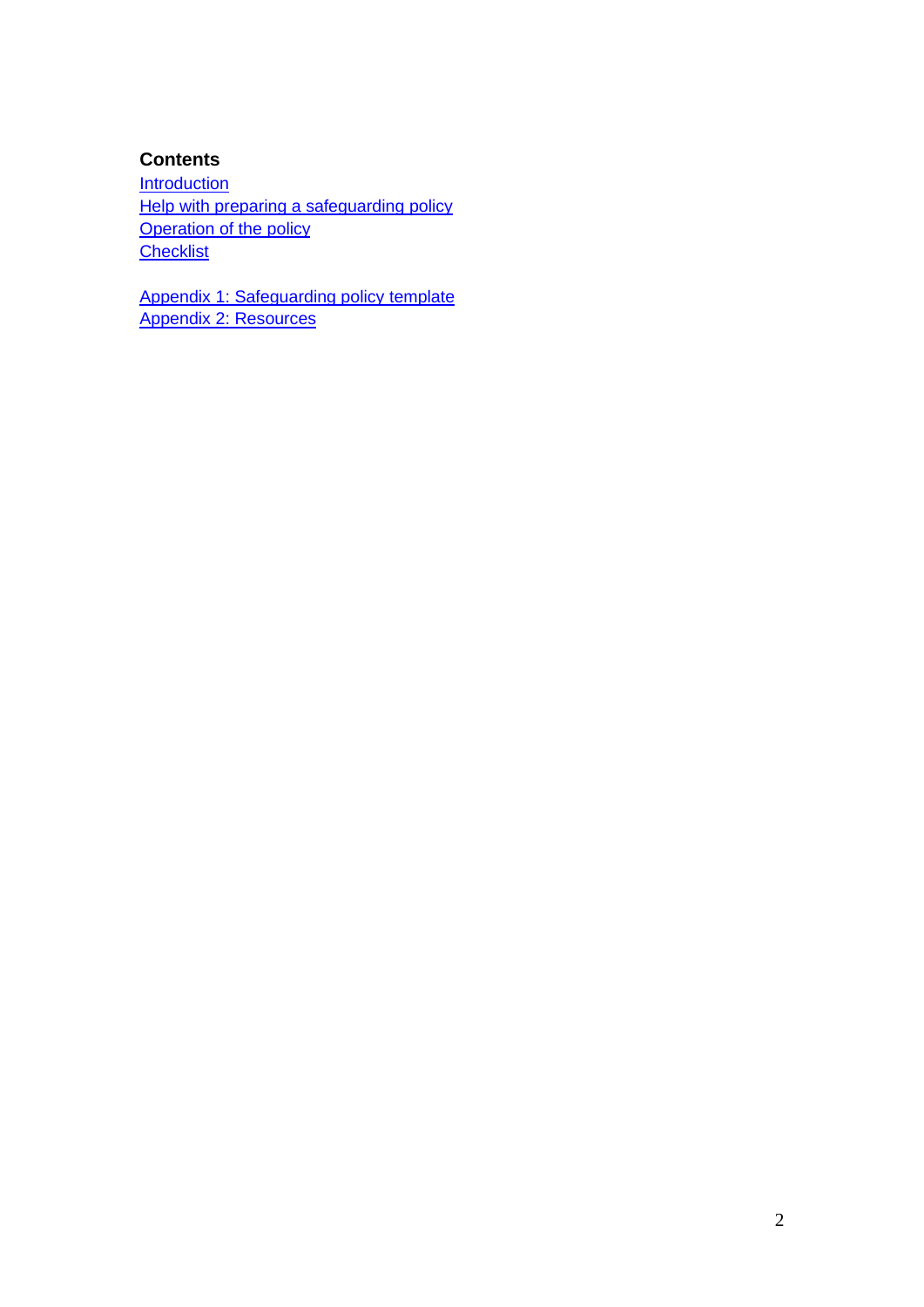**Contents**

Introduction
Help with preparing a safeguarding policy
Operation of the policy
Checklist

Appendix 1: Safeguarding policy template
Appendix 2: Resources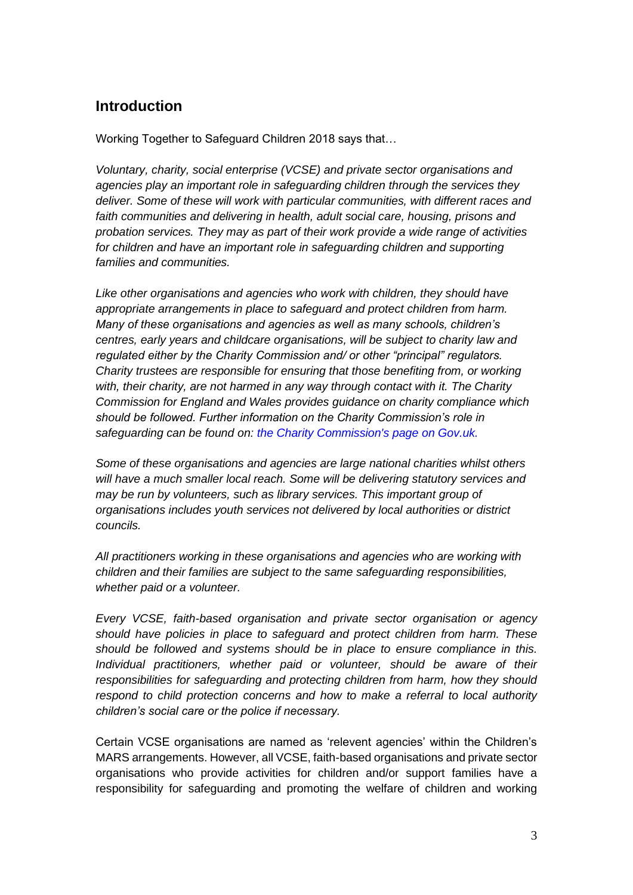## Introduction

Working Together to Safeguard Children 2018 says that…

*Voluntary, charity, social enterprise (VCSE) and private sector organisations and agencies play an important role in safeguarding children through the services they deliver. Some of these will work with particular communities, with different races and faith communities and delivering in health, adult social care, housing, prisons and probation services. They may as part of their work provide a wide range of activities for children and have an important role in safeguarding children and supporting families and communities.*

*Like other organisations and agencies who work with children, they should have appropriate arrangements in place to safeguard and protect children from harm. Many of these organisations and agencies as well as many schools, children's centres, early years and childcare organisations, will be subject to charity law and regulated either by the Charity Commission and/ or other "principal" regulators. Charity trustees are responsible for ensuring that those benefiting from, or working with, their charity, are not harmed in any way through contact with it. The Charity Commission for England and Wales provides guidance on charity compliance which should be followed. Further information on the Charity Commission's role in safeguarding can be found on: the Charity Commission's page on Gov.uk.*

*Some of these organisations and agencies are large national charities whilst others will have a much smaller local reach. Some will be delivering statutory services and may be run by volunteers, such as library services. This important group of organisations includes youth services not delivered by local authorities or district councils.*

*All practitioners working in these organisations and agencies who are working with children and their families are subject to the same safeguarding responsibilities, whether paid or a volunteer.*

*Every VCSE, faith-based organisation and private sector organisation or agency should have policies in place to safeguard and protect children from harm. These should be followed and systems should be in place to ensure compliance in this. Individual practitioners, whether paid or volunteer, should be aware of their responsibilities for safeguarding and protecting children from harm, how they should respond to child protection concerns and how to make a referral to local authority children's social care or the police if necessary.*

Certain VCSE organisations are named as 'relevent agencies' within the Children's MARS arrangements. However, all VCSE, faith-based organisations and private sector organisations who provide activities for children and/or support families have a responsibility for safeguarding and promoting the welfare of children and working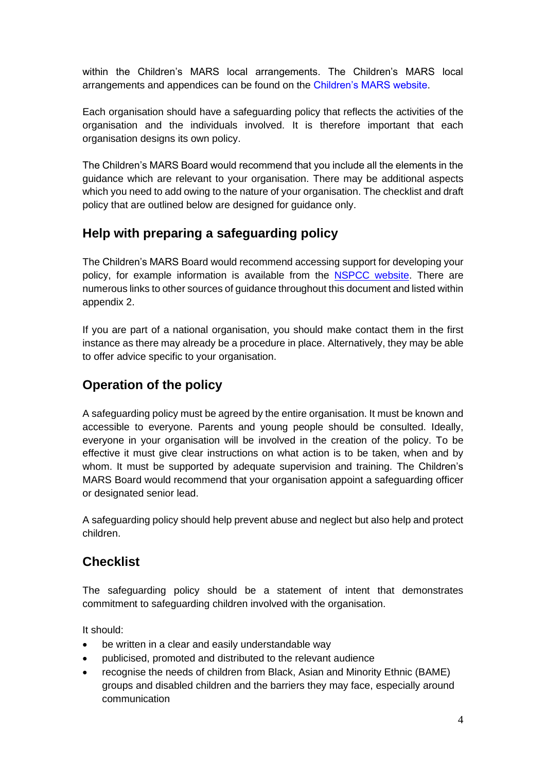within the Children's MARS local arrangements. The Children's MARS local arrangements and appendices can be found on the Children's MARS website.

Each organisation should have a safeguarding policy that reflects the activities of the organisation and the individuals involved. It is therefore important that each organisation designs its own policy.

The Children's MARS Board would recommend that you include all the elements in the guidance which are relevant to your organisation. There may be additional aspects which you need to add owing to the nature of your organisation. The checklist and draft policy that are outlined below are designed for guidance only.

## Help with preparing a safeguarding policy

The Children's MARS Board would recommend accessing support for developing your policy, for example information is available from the NSPCC website. There are numerous links to other sources of guidance throughout this document and listed within appendix 2.

If you are part of a national organisation, you should make contact them in the first instance as there may already be a procedure in place. Alternatively, they may be able to offer advice specific to your organisation.

## Operation of the policy

A safeguarding policy must be agreed by the entire organisation. It must be known and accessible to everyone. Parents and young people should be consulted. Ideally, everyone in your organisation will be involved in the creation of the policy. To be effective it must give clear instructions on what action is to be taken, when and by whom. It must be supported by adequate supervision and training. The Children's MARS Board would recommend that your organisation appoint a safeguarding officer or designated senior lead.

A safeguarding policy should help prevent abuse and neglect but also help and protect children.

## Checklist

The safeguarding policy should be a statement of intent that demonstrates commitment to safeguarding children involved with the organisation.

It should:

- be written in a clear and easily understandable way
- publicised, promoted and distributed to the relevant audience
- recognise the needs of children from Black, Asian and Minority Ethnic (BAME) groups and disabled children and the barriers they may face, especially around communication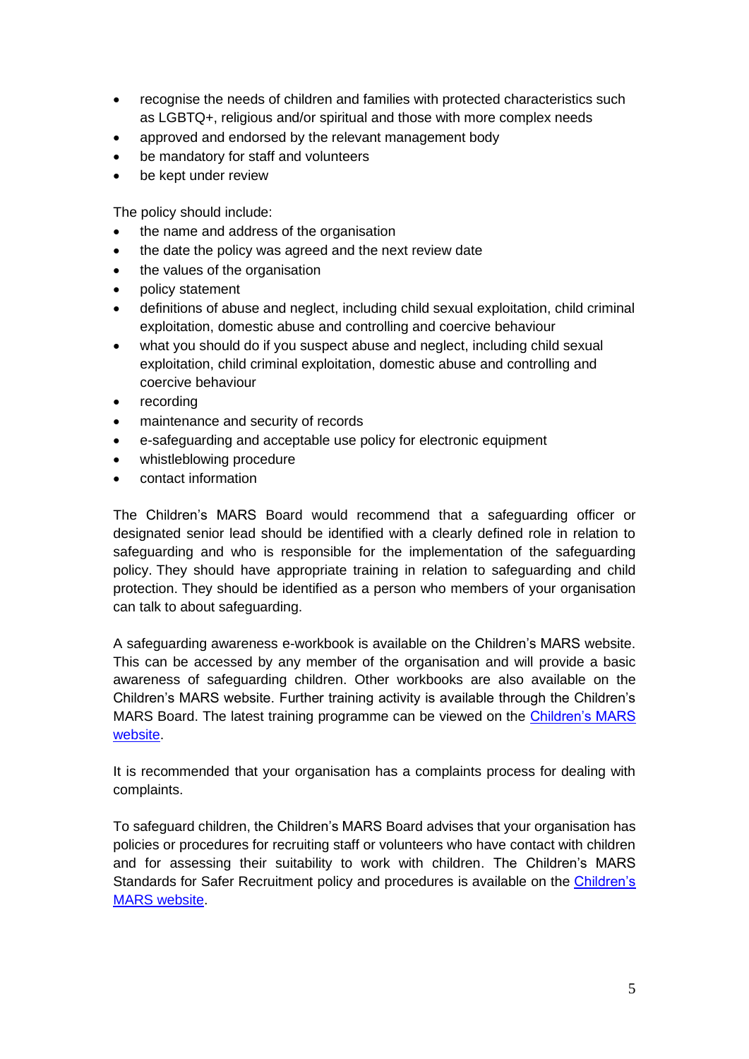- recognise the needs of children and families with protected characteristics such as LGBTQ+, religious and/or spiritual and those with more complex needs
- approved and endorsed by the relevant management body
- be mandatory for staff and volunteers
- be kept under review

The policy should include:

- the name and address of the organisation
- the date the policy was agreed and the next review date
- the values of the organisation
- policy statement
- definitions of abuse and neglect, including child sexual exploitation, child criminal exploitation, domestic abuse and controlling and coercive behaviour
- what you should do if you suspect abuse and neglect, including child sexual exploitation, child criminal exploitation, domestic abuse and controlling and coercive behaviour
- recording
- maintenance and security of records
- e-safeguarding and acceptable use policy for electronic equipment
- whistleblowing procedure
- contact information

The Children's MARS Board would recommend that a safeguarding officer or designated senior lead should be identified with a clearly defined role in relation to safeguarding and who is responsible for the implementation of the safeguarding policy. They should have appropriate training in relation to safeguarding and child protection. They should be identified as a person who members of your organisation can talk to about safeguarding.

A safeguarding awareness e-workbook is available on the Children's MARS website. This can be accessed by any member of the organisation and will provide a basic awareness of safeguarding children. Other workbooks are also available on the Children's MARS website. Further training activity is available through the Children's MARS Board. The latest training programme can be viewed on the Children's MARS website.

It is recommended that your organisation has a complaints process for dealing with complaints.

To safeguard children, the Children's MARS Board advises that your organisation has policies or procedures for recruiting staff or volunteers who have contact with children and for assessing their suitability to work with children. The Children's MARS Standards for Safer Recruitment policy and procedures is available on the Children's MARS website.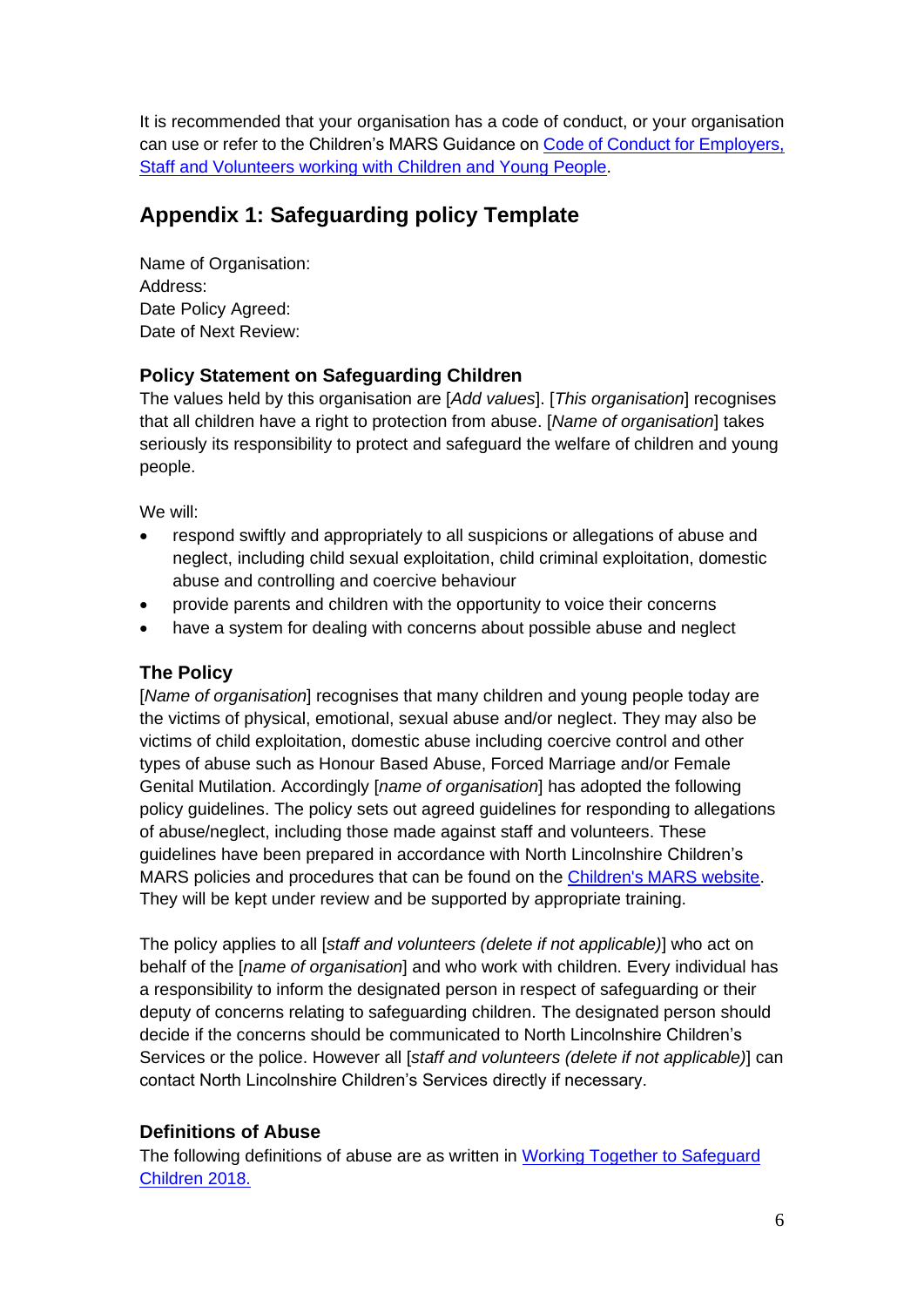It is recommended that your organisation has a code of conduct, or your organisation can use or refer to the Children's MARS Guidance on [Code of Conduct for Employers, Staff and Volunteers working with Children and Young People](#).

## Appendix 1: Safeguarding policy Template

Name of Organisation:
Address:
Date Policy Agreed:
Date of Next Review:

### Policy Statement on Safeguarding Children

The values held by this organisation are [*Add values*]. [*This organisation*] recognises that all children have a right to protection from abuse. [*Name of organisation*] takes seriously its responsibility to protect and safeguard the welfare of children and young people.

We will:

- respond swiftly and appropriately to all suspicions or allegations of abuse and neglect, including child sexual exploitation, child criminal exploitation, domestic abuse and controlling and coercive behaviour
- provide parents and children with the opportunity to voice their concerns
- have a system for dealing with concerns about possible abuse and neglect

### The Policy

[*Name of organisation*] recognises that many children and young people today are the victims of physical, emotional, sexual abuse and/or neglect. They may also be victims of child exploitation, domestic abuse including coercive control and other types of abuse such as Honour Based Abuse, Forced Marriage and/or Female Genital Mutilation. Accordingly [*name of organisation*] has adopted the following policy guidelines. The policy sets out agreed guidelines for responding to allegations of abuse/neglect, including those made against staff and volunteers. These guidelines have been prepared in accordance with North Lincolnshire Children's MARS policies and procedures that can be found on the [Children's MARS website](#). They will be kept under review and be supported by appropriate training.

The policy applies to all [*staff and volunteers (delete if not applicable)*] who act on behalf of the [*name of organisation*] and who work with children. Every individual has a responsibility to inform the designated person in respect of safeguarding or their deputy of concerns relating to safeguarding children. The designated person should decide if the concerns should be communicated to North Lincolnshire Children's Services or the police. However all [*staff and volunteers (delete if not applicable)*] can contact North Lincolnshire Children's Services directly if necessary.

### Definitions of Abuse

The following definitions of abuse are as written in [Working Together to Safeguard Children 2018.](#)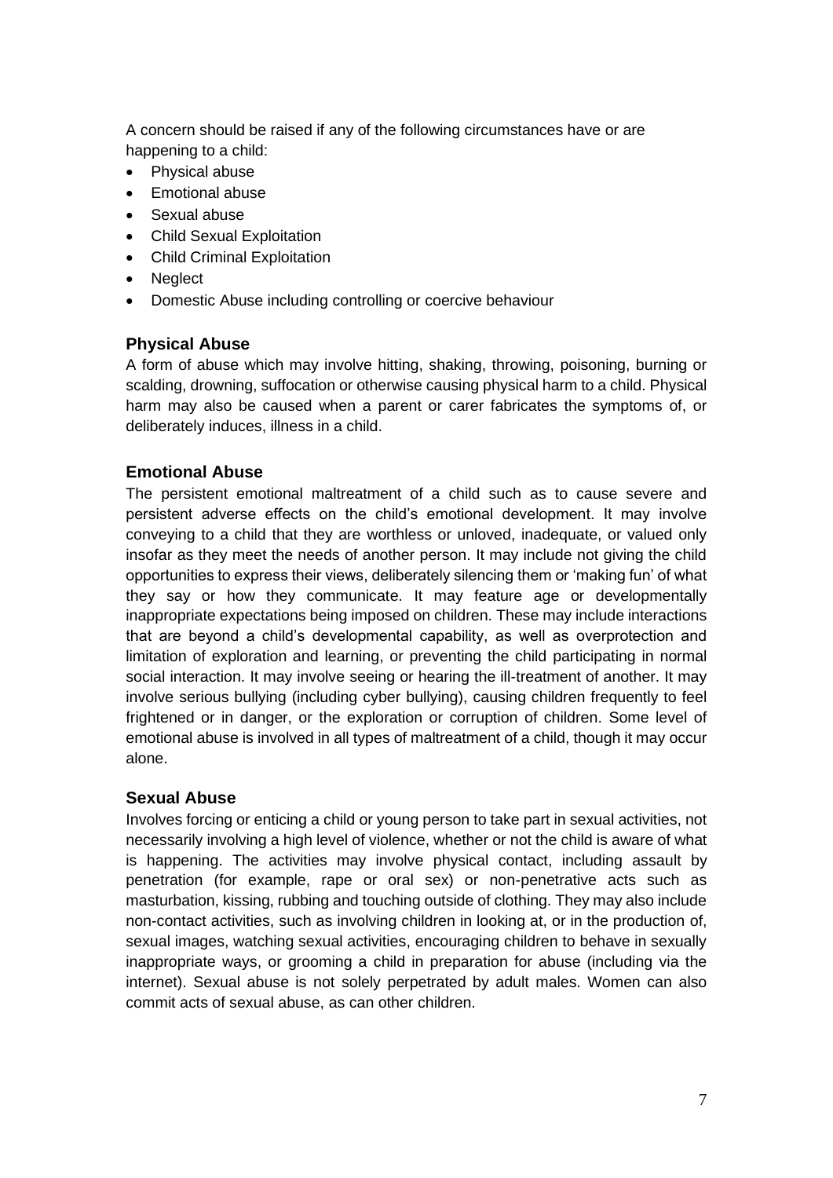A concern should be raised if any of the following circumstances have or are happening to a child:

- Physical abuse
- Emotional abuse
- Sexual abuse
- Child Sexual Exploitation
- Child Criminal Exploitation
- Neglect
- Domestic Abuse including controlling or coercive behaviour

### Physical Abuse

A form of abuse which may involve hitting, shaking, throwing, poisoning, burning or scalding, drowning, suffocation or otherwise causing physical harm to a child. Physical harm may also be caused when a parent or carer fabricates the symptoms of, or deliberately induces, illness in a child.

### Emotional Abuse

The persistent emotional maltreatment of a child such as to cause severe and persistent adverse effects on the child's emotional development. It may involve conveying to a child that they are worthless or unloved, inadequate, or valued only insofar as they meet the needs of another person. It may include not giving the child opportunities to express their views, deliberately silencing them or 'making fun' of what they say or how they communicate. It may feature age or developmentally inappropriate expectations being imposed on children. These may include interactions that are beyond a child's developmental capability, as well as overprotection and limitation of exploration and learning, or preventing the child participating in normal social interaction. It may involve seeing or hearing the ill-treatment of another. It may involve serious bullying (including cyber bullying), causing children frequently to feel frightened or in danger, or the exploration or corruption of children. Some level of emotional abuse is involved in all types of maltreatment of a child, though it may occur alone.

### Sexual Abuse

Involves forcing or enticing a child or young person to take part in sexual activities, not necessarily involving a high level of violence, whether or not the child is aware of what is happening. The activities may involve physical contact, including assault by penetration (for example, rape or oral sex) or non-penetrative acts such as masturbation, kissing, rubbing and touching outside of clothing. They may also include non-contact activities, such as involving children in looking at, or in the production of, sexual images, watching sexual activities, encouraging children to behave in sexually inappropriate ways, or grooming a child in preparation for abuse (including via the internet). Sexual abuse is not solely perpetrated by adult males. Women can also commit acts of sexual abuse, as can other children.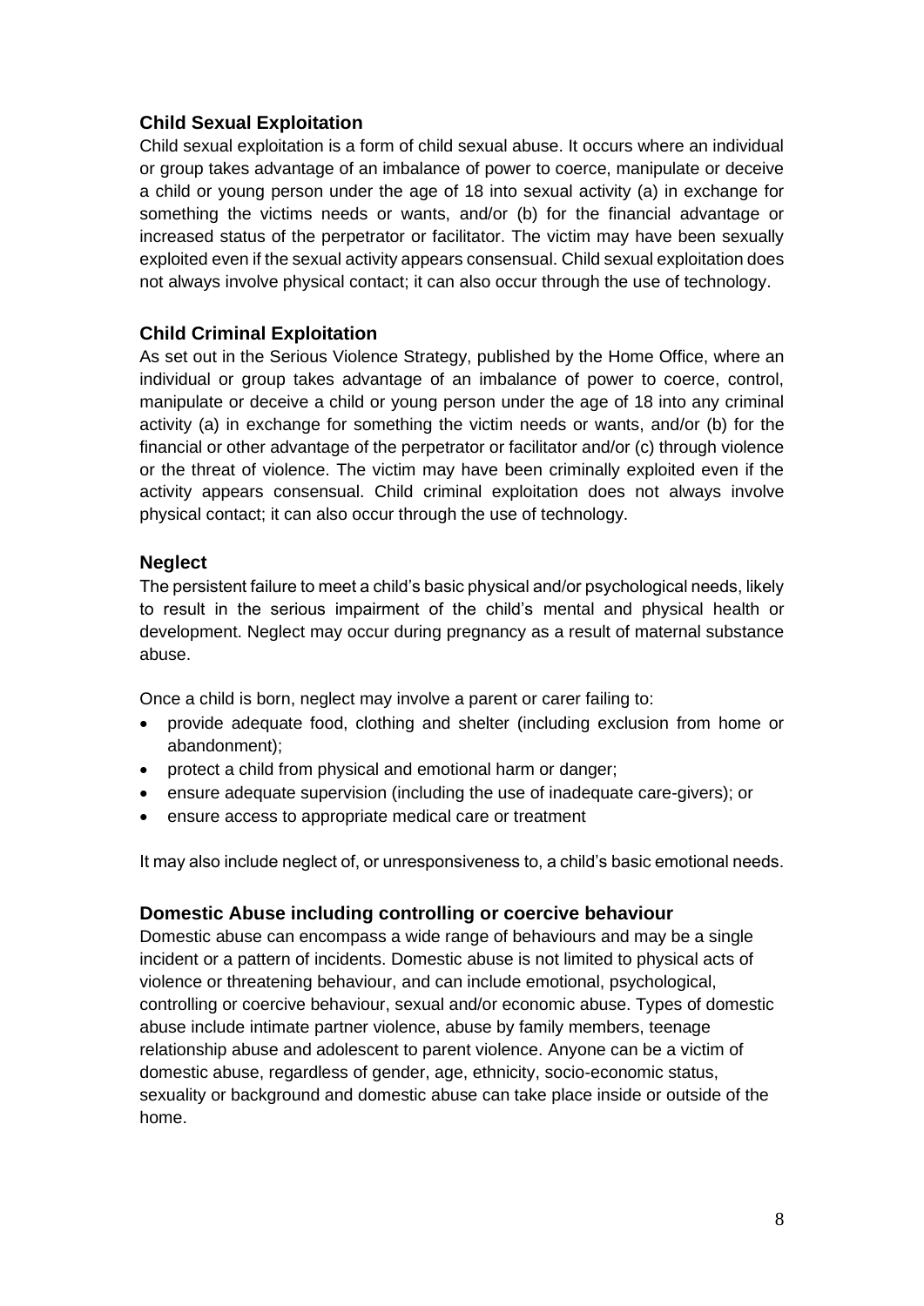## Child Sexual Exploitation

Child sexual exploitation is a form of child sexual abuse. It occurs where an individual or group takes advantage of an imbalance of power to coerce, manipulate or deceive a child or young person under the age of 18 into sexual activity (a) in exchange for something the victims needs or wants, and/or (b) for the financial advantage or increased status of the perpetrator or facilitator. The victim may have been sexually exploited even if the sexual activity appears consensual. Child sexual exploitation does not always involve physical contact; it can also occur through the use of technology.

## Child Criminal Exploitation

As set out in the Serious Violence Strategy, published by the Home Office, where an individual or group takes advantage of an imbalance of power to coerce, control, manipulate or deceive a child or young person under the age of 18 into any criminal activity (a) in exchange for something the victim needs or wants, and/or (b) for the financial or other advantage of the perpetrator or facilitator and/or (c) through violence or the threat of violence. The victim may have been criminally exploited even if the activity appears consensual. Child criminal exploitation does not always involve physical contact; it can also occur through the use of technology.

## Neglect

The persistent failure to meet a child's basic physical and/or psychological needs, likely to result in the serious impairment of the child's mental and physical health or development. Neglect may occur during pregnancy as a result of maternal substance abuse.

Once a child is born, neglect may involve a parent or carer failing to:

- provide adequate food, clothing and shelter (including exclusion from home or abandonment);
- protect a child from physical and emotional harm or danger;
- ensure adequate supervision (including the use of inadequate care-givers); or
- ensure access to appropriate medical care or treatment

It may also include neglect of, or unresponsiveness to, a child's basic emotional needs.

## Domestic Abuse including controlling or coercive behaviour

Domestic abuse can encompass a wide range of behaviours and may be a single incident or a pattern of incidents. Domestic abuse is not limited to physical acts of violence or threatening behaviour, and can include emotional, psychological, controlling or coercive behaviour, sexual and/or economic abuse. Types of domestic abuse include intimate partner violence, abuse by family members, teenage relationship abuse and adolescent to parent violence. Anyone can be a victim of domestic abuse, regardless of gender, age, ethnicity, socio-economic status, sexuality or background and domestic abuse can take place inside or outside of the home.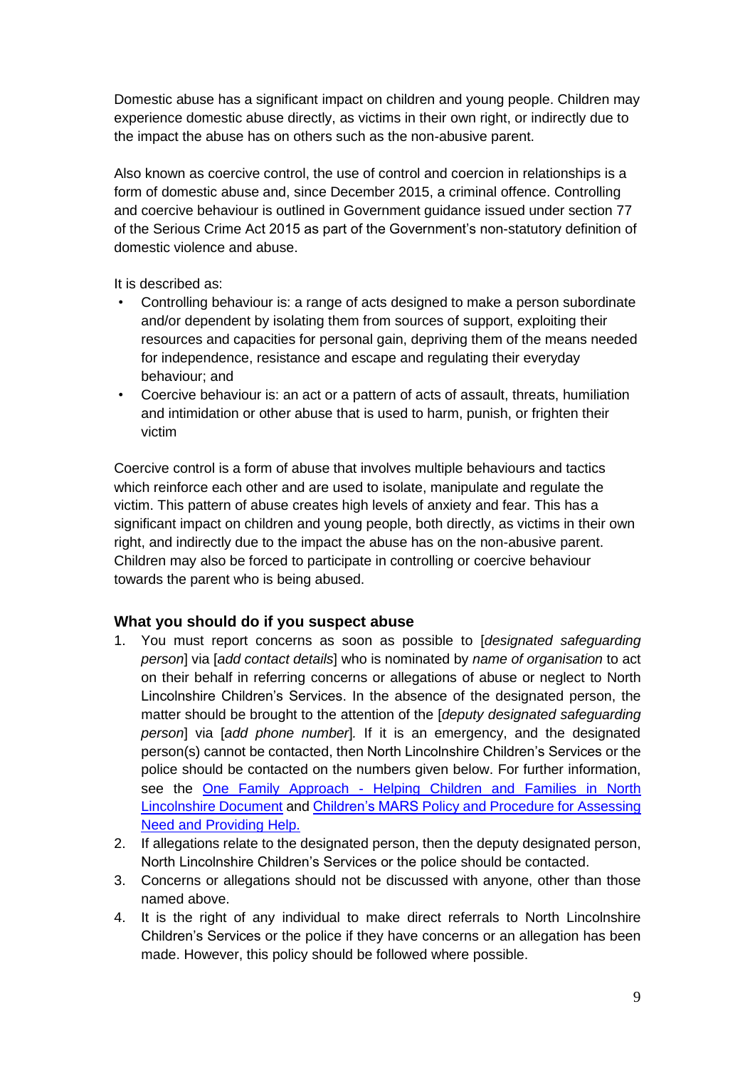Domestic abuse has a significant impact on children and young people. Children may experience domestic abuse directly, as victims in their own right, or indirectly due to the impact the abuse has on others such as the non-abusive parent.

Also known as coercive control, the use of control and coercion in relationships is a form of domestic abuse and, since December 2015, a criminal offence. Controlling and coercive behaviour is outlined in Government guidance issued under section 77 of the Serious Crime Act 2015 as part of the Government's non-statutory definition of domestic violence and abuse.

It is described as:

- Controlling behaviour is: a range of acts designed to make a person subordinate and/or dependent by isolating them from sources of support, exploiting their resources and capacities for personal gain, depriving them of the means needed for independence, resistance and escape and regulating their everyday behaviour; and
- Coercive behaviour is: an act or a pattern of acts of assault, threats, humiliation and intimidation or other abuse that is used to harm, punish, or frighten their victim

Coercive control is a form of abuse that involves multiple behaviours and tactics which reinforce each other and are used to isolate, manipulate and regulate the victim. This pattern of abuse creates high levels of anxiety and fear. This has a significant impact on children and young people, both directly, as victims in their own right, and indirectly due to the impact the abuse has on the non-abusive parent. Children may also be forced to participate in controlling or coercive behaviour towards the parent who is being abused.

### What you should do if you suspect abuse

1. You must report concerns as soon as possible to [*designated safeguarding person*] via [*add contact details*] who is nominated by *name of organisation* to act on their behalf in referring concerns or allegations of abuse or neglect to North Lincolnshire Children's Services. In the absence of the designated person, the matter should be brought to the attention of the [*deputy designated safeguarding person*] via [*add phone number*]*.* If it is an emergency, and the designated person(s) cannot be contacted, then North Lincolnshire Children's Services or the police should be contacted on the numbers given below. For further information, see the One Family Approach - Helping Children and Families in North Lincolnshire Document and Children's MARS Policy and Procedure for Assessing Need and Providing Help.
2. If allegations relate to the designated person, then the deputy designated person, North Lincolnshire Children's Services or the police should be contacted.
3. Concerns or allegations should not be discussed with anyone, other than those named above.
4. It is the right of any individual to make direct referrals to North Lincolnshire Children's Services or the police if they have concerns or an allegation has been made. However, this policy should be followed where possible.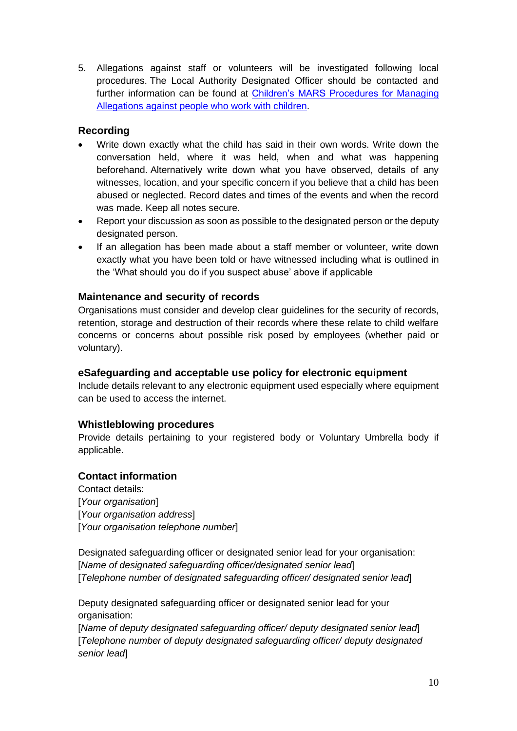5. Allegations against staff or volunteers will be investigated following local procedures. The Local Authority Designated Officer should be contacted and further information can be found at [Children's MARS Procedures for Managing Allegations against people who work with children](#).

### Recording

- Write down exactly what the child has said in their own words. Write down the conversation held, where it was held, when and what was happening beforehand. Alternatively write down what you have observed, details of any witnesses, location, and your specific concern if you believe that a child has been abused or neglected. Record dates and times of the events and when the record was made. Keep all notes secure.
- Report your discussion as soon as possible to the designated person or the deputy designated person.
- If an allegation has been made about a staff member or volunteer, write down exactly what you have been told or have witnessed including what is outlined in the 'What should you do if you suspect abuse' above if applicable

### Maintenance and security of records

Organisations must consider and develop clear guidelines for the security of records, retention, storage and destruction of their records where these relate to child welfare concerns or concerns about possible risk posed by employees (whether paid or voluntary).

### eSafeguarding and acceptable use policy for electronic equipment

Include details relevant to any electronic equipment used especially where equipment can be used to access the internet.

### Whistleblowing procedures

Provide details pertaining to your registered body or Voluntary Umbrella body if applicable.

### Contact information

Contact details:
[*Your organisation*]
[*Your organisation address*]
[*Your organisation telephone number*]

Designated safeguarding officer or designated senior lead for your organisation:
[*Name of designated safeguarding officer/designated senior lead*]
[*Telephone number of designated safeguarding officer/ designated senior lead*]

Deputy designated safeguarding officer or designated senior lead for your organisation:
[*Name of deputy designated safeguarding officer/ deputy designated senior lead*]
[*Telephone number of deputy designated safeguarding officer/ deputy designated senior lead*]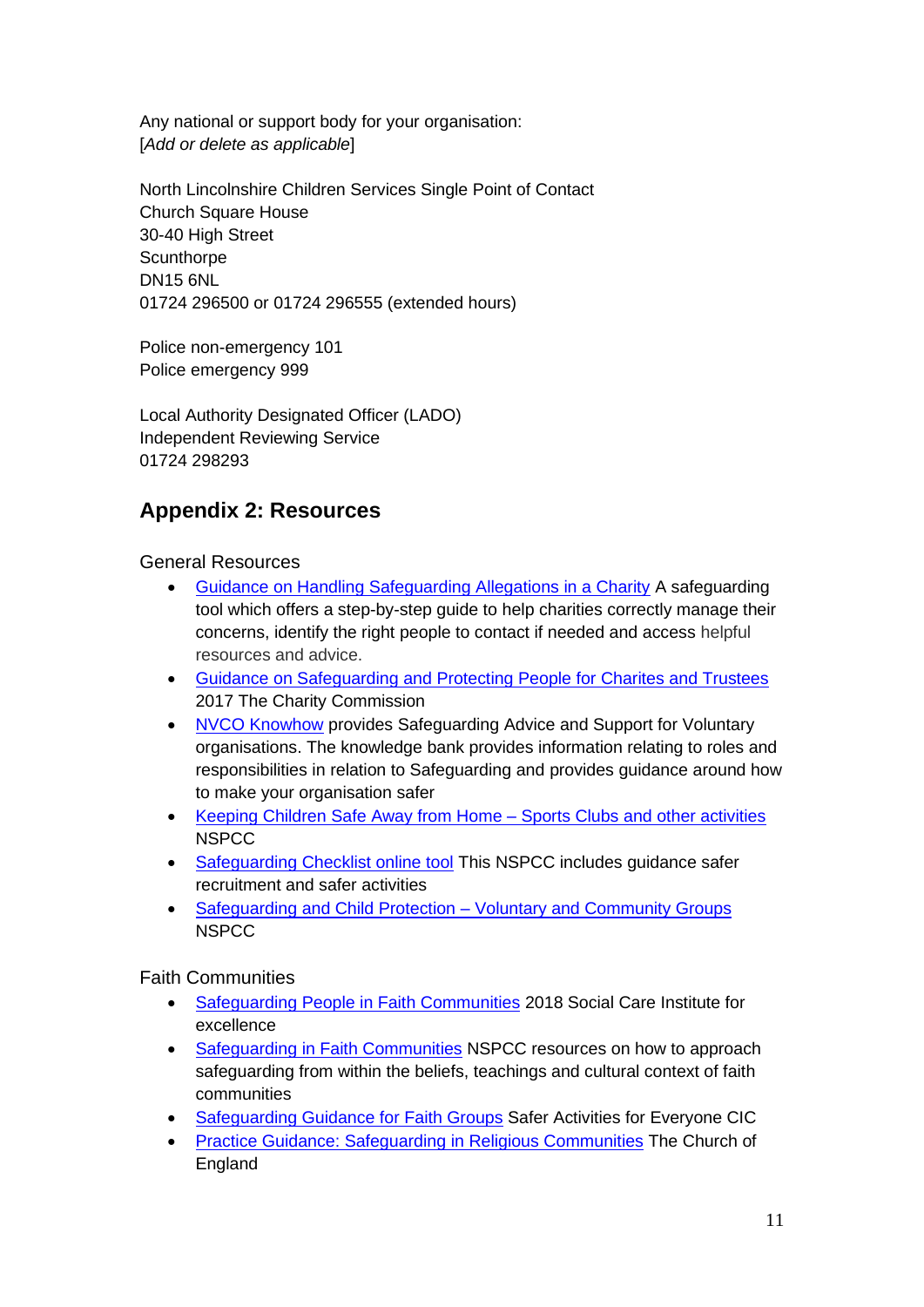Any national or support body for your organisation:
[*Add or delete as applicable*]

North Lincolnshire Children Services Single Point of Contact
Church Square House
30-40 High Street
Scunthorpe
DN15 6NL
01724 296500 or 01724 296555 (extended hours)

Police non-emergency 101
Police emergency 999

Local Authority Designated Officer (LADO)
Independent Reviewing Service
01724 298293

## Appendix 2: Resources

General Resources

- Guidance on Handling Safeguarding Allegations in a Charity A safeguarding tool which offers a step-by-step guide to help charities correctly manage their concerns, identify the right people to contact if needed and access helpful resources and advice.
- Guidance on Safeguarding and Protecting People for Charites and Trustees 2017 The Charity Commission
- NVCO Knowhow provides Safeguarding Advice and Support for Voluntary organisations. The knowledge bank provides information relating to roles and responsibilities in relation to Safeguarding and provides guidance around how to make your organisation safer
- Keeping Children Safe Away from Home – Sports Clubs and other activities NSPCC
- Safeguarding Checklist online tool This NSPCC includes guidance safer recruitment and safer activities
- Safeguarding and Child Protection – Voluntary and Community Groups NSPCC

Faith Communities

- Safeguarding People in Faith Communities 2018 Social Care Institute for excellence
- Safeguarding in Faith Communities NSPCC resources on how to approach safeguarding from within the beliefs, teachings and cultural context of faith communities
- Safeguarding Guidance for Faith Groups Safer Activities for Everyone CIC
- Practice Guidance: Safeguarding in Religious Communities The Church of England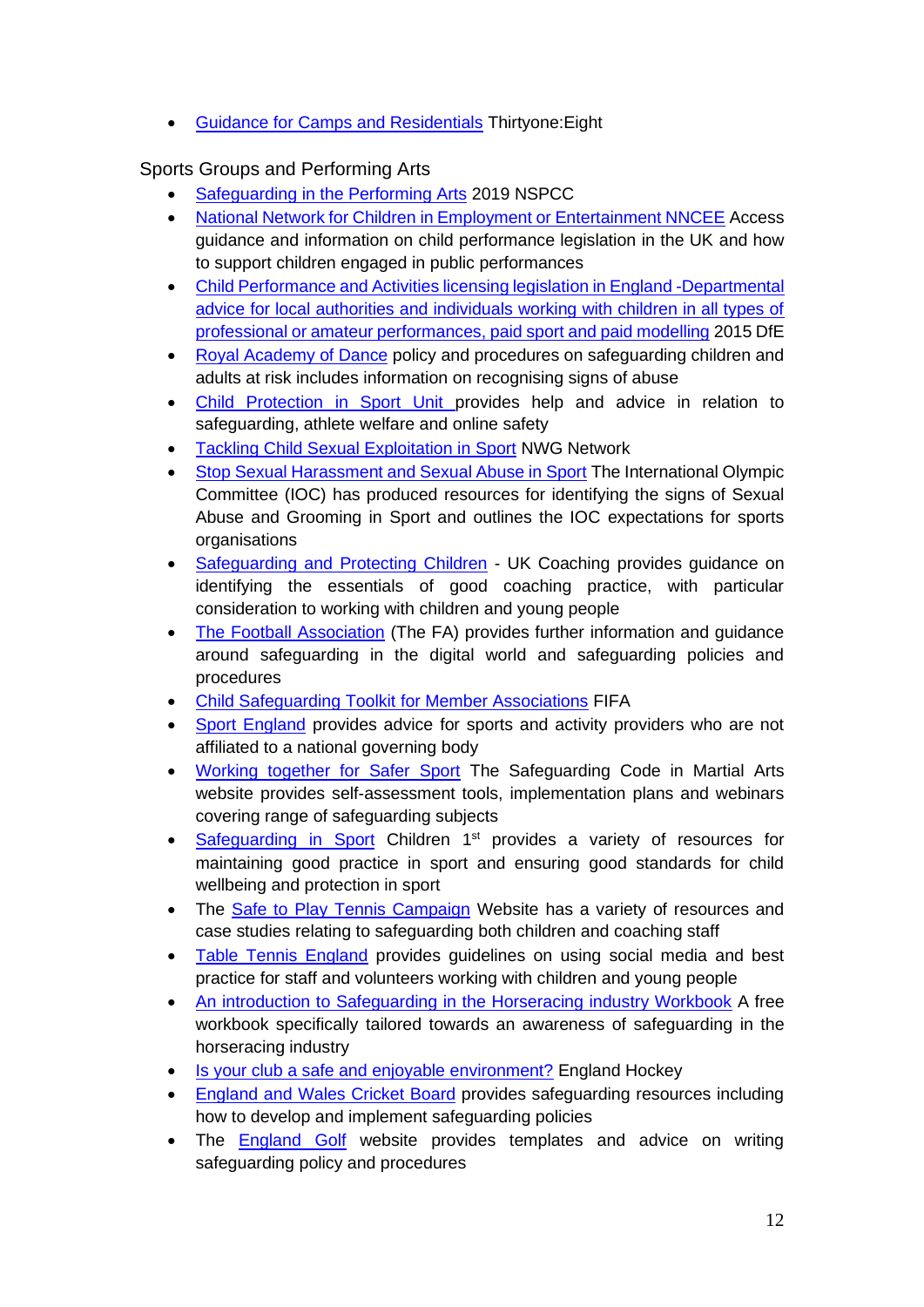- Guidance for Camps and Residentials Thirtyone:Eight

Sports Groups and Performing Arts

- Safeguarding in the Performing Arts 2019 NSPCC
- National Network for Children in Employment or Entertainment NNCEE Access guidance and information on child performance legislation in the UK and how to support children engaged in public performances
- Child Performance and Activities licensing legislation in England -Departmental advice for local authorities and individuals working with children in all types of professional or amateur performances, paid sport and paid modelling 2015 DfE
- Royal Academy of Dance policy and procedures on safeguarding children and adults at risk includes information on recognising signs of abuse
- Child Protection in Sport Unit provides help and advice in relation to safeguarding, athlete welfare and online safety
- Tackling Child Sexual Exploitation in Sport NWG Network
- Stop Sexual Harassment and Sexual Abuse in Sport The International Olympic Committee (IOC) has produced resources for identifying the signs of Sexual Abuse and Grooming in Sport and outlines the IOC expectations for sports organisations
- Safeguarding and Protecting Children - UK Coaching provides guidance on identifying the essentials of good coaching practice, with particular consideration to working with children and young people
- The Football Association (The FA) provides further information and guidance around safeguarding in the digital world and safeguarding policies and procedures
- Child Safeguarding Toolkit for Member Associations FIFA
- Sport England provides advice for sports and activity providers who are not affiliated to a national governing body
- Working together for Safer Sport The Safeguarding Code in Martial Arts website provides self-assessment tools, implementation plans and webinars covering range of safeguarding subjects
- Safeguarding in Sport Children 1st provides a variety of resources for maintaining good practice in sport and ensuring good standards for child wellbeing and protection in sport
- The Safe to Play Tennis Campaign Website has a variety of resources and case studies relating to safeguarding both children and coaching staff
- Table Tennis England provides guidelines on using social media and best practice for staff and volunteers working with children and young people
- An introduction to Safeguarding in the Horseracing industry Workbook A free workbook specifically tailored towards an awareness of safeguarding in the horseracing industry
- Is your club a safe and enjoyable environment? England Hockey
- England and Wales Cricket Board provides safeguarding resources including how to develop and implement safeguarding policies
- The England Golf website provides templates and advice on writing safeguarding policy and procedures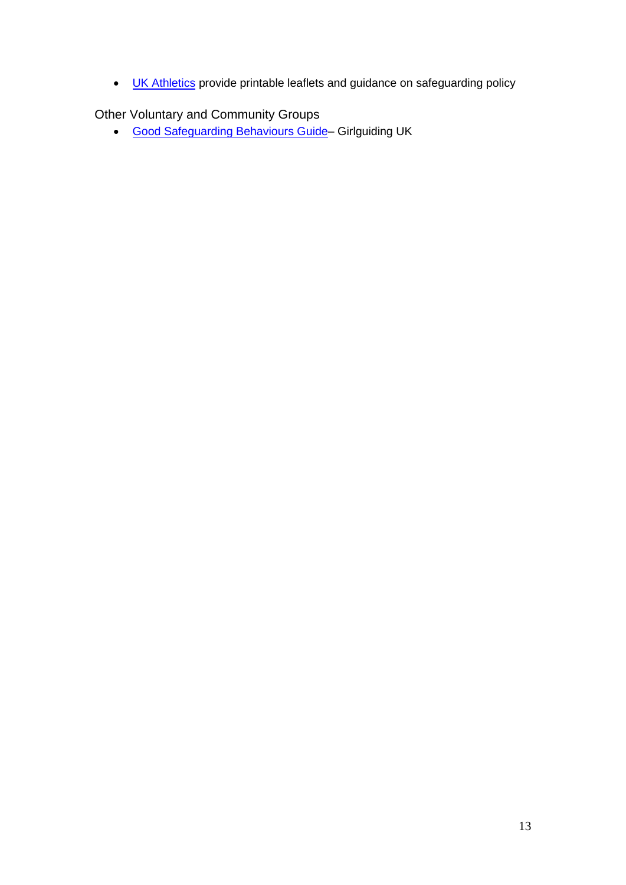- UK Athletics provide printable leaflets and guidance on safeguarding policy

Other Voluntary and Community Groups

- Good Safeguarding Behaviours Guide– Girlguiding UK